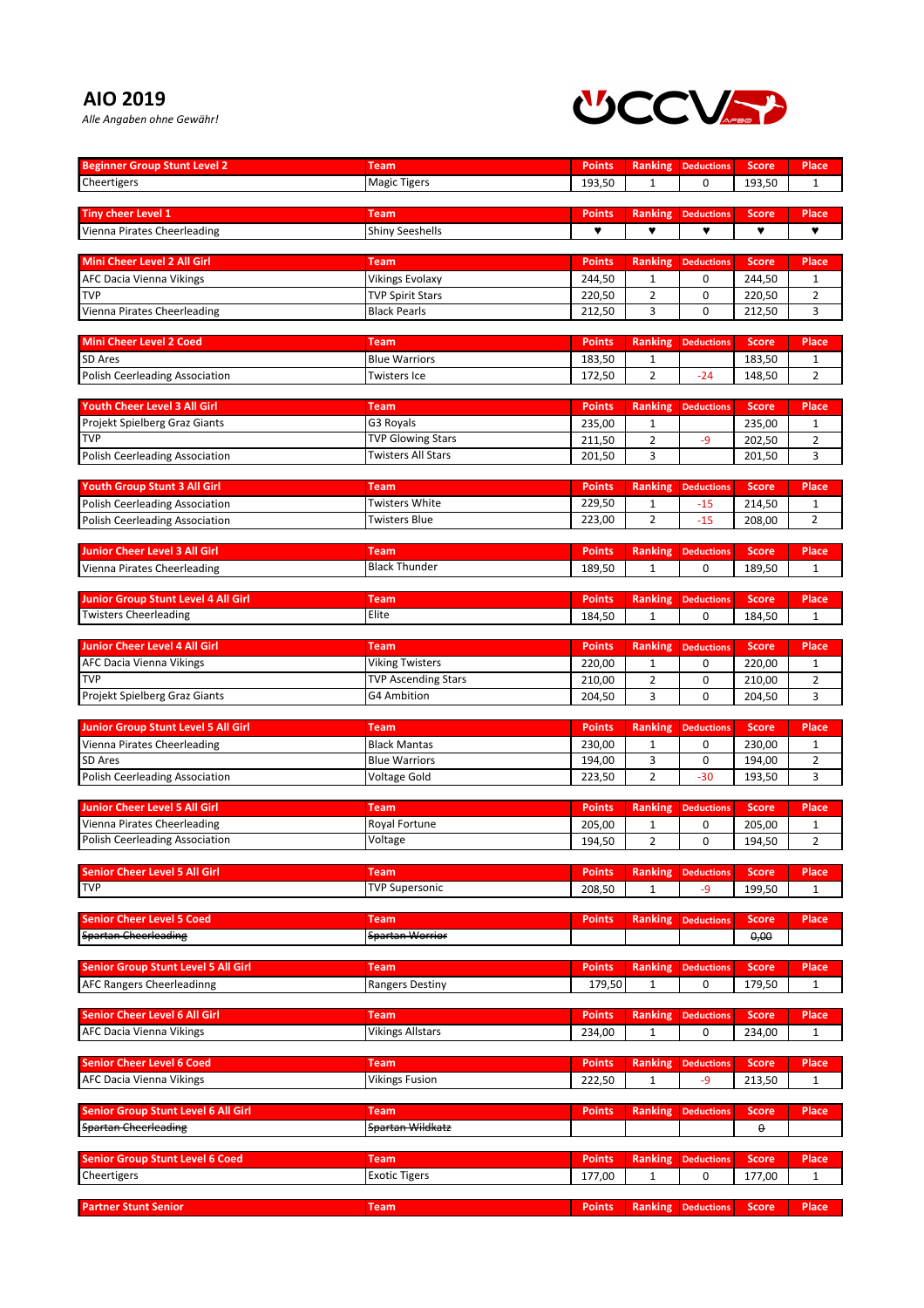# AIO 2019

*Alle Angaben ohne Gewähr!*

| Beginner Group Stunt Level 2 | Team | Points | Ranking | Deductions | Score | Place |
|---|---|---|---|---|---|---|
| Cheertigers | Magic Tigers | 193,50 | 1 | 0 | 193,50 | 1 |

| Tiny cheer Level 1 | Team | Points | Ranking | Deductions | Score | Place |
|---|---|---|---|---|---|---|
| Vienna Pirates Cheerleading | Shiny Seeshells | ♥ | ♥ | ♥ | ♥ | ♥ |

| Mini Cheer Level 2 All Girl | Team | Points | Ranking | Deductions | Score | Place |
|---|---|---|---|---|---|---|
| AFC Dacia Vienna Vikings | Vikings Evolaxy | 244,50 | 1 | 0 | 244,50 | 1 |
| TVP | TVP Spirit Stars | 220,50 | 2 | 0 | 220,50 | 2 |
| Vienna Pirates Cheerleading | Black Pearls | 212,50 | 3 | 0 | 212,50 | 3 |

| Mini Cheer Level 2 Coed | Team | Points | Ranking | Deductions | Score | Place |
|---|---|---|---|---|---|---|
| SD Ares | Blue Warriors | 183,50 | 1 | | 183,50 | 1 |
| Polish Ceerleading Association | Twisters Ice | 172,50 | 2 | -24 | 148,50 | 2 |

| Youth Cheer Level 3 All Girl | Team | Points | Ranking | Deductions | Score | Place |
|---|---|---|---|---|---|---|
| Projekt Spielberg Graz Giants | G3 Royals | 235,00 | 1 | | 235,00 | 1 |
| TVP | TVP Glowing Stars | 211,50 | 2 | -9 | 202,50 | 2 |
| Polish Ceerleading Association | Twisters All Stars | 201,50 | 3 | | 201,50 | 3 |

| Youth Group Stunt 3 All Girl | Team | Points | Ranking | Deductions | Score | Place |
|---|---|---|---|---|---|---|
| Polish Ceerleading Association | Twisters White | 229,50 | 1 | -15 | 214,50 | 1 |
| Polish Ceerleading Association | Twisters Blue | 223,00 | 2 | -15 | 208,00 | 2 |

| Junior Cheer Level 3 All Girl | Team | Points | Ranking | Deductions | Score | Place |
|---|---|---|---|---|---|---|
| Vienna Pirates Cheerleading | Black Thunder | 189,50 | 1 | 0 | 189,50 | 1 |

| Junior Group Stunt Level 4 All Girl | Team | Points | Ranking | Deductions | Score | Place |
|---|---|---|---|---|---|---|
| Twisters Cheerleading | Elite | 184,50 | 1 | 0 | 184,50 | 1 |

| Junior Cheer Level 4 All Girl | Team | Points | Ranking | Deductions | Score | Place |
|---|---|---|---|---|---|---|
| AFC Dacia Vienna Vikings | Viking Twisters | 220,00 | 1 | 0 | 220,00 | 1 |
| TVP | TVP Ascending Stars | 210,00 | 2 | 0 | 210,00 | 2 |
| Projekt Spielberg Graz Giants | G4 Ambition | 204,50 | 3 | 0 | 204,50 | 3 |

| Junior Group Stunt Level 5 All Girl | Team | Points | Ranking | Deductions | Score | Place |
|---|---|---|---|---|---|---|
| Vienna Pirates Cheerleading | Black Mantas | 230,00 | 1 | 0 | 230,00 | 1 |
| SD Ares | Blue Warriors | 194,00 | 3 | 0 | 194,00 | 2 |
| Polish Ceerleading Association | Voltage Gold | 223,50 | 2 | -30 | 193,50 | 3 |

| Junior Cheer Level 5 All Girl | Team | Points | Ranking | Deductions | Score | Place |
|---|---|---|---|---|---|---|
| Vienna Pirates Cheerleading | Royal Fortune | 205,00 | 1 | 0 | 205,00 | 1 |
| Polish Ceerleading Association | Voltage | 194,50 | 2 | 0 | 194,50 | 2 |

| Senior Cheer Level 5 All Girl | Team | Points | Ranking | Deductions | Score | Place |
|---|---|---|---|---|---|---|
| TVP | TVP Supersonic | 208,50 | 1 | -9 | 199,50 | 1 |

| Senior Cheer Level 5 Coed | Team | Points | Ranking | Deductions | Score | Place |
|---|---|---|---|---|---|---|
| ~~Spartan Cheerleading~~ | ~~Spartan Worrior~~ | | | | ~~0,00~~ | |

| Senior Group Stunt Level 5 All Girl | Team | Points | Ranking | Deductions | Score | Place |
|---|---|---|---|---|---|---|
| AFC Rangers Cheerleadinng | Rangers Destiny | 179,50 | 1 | 0 | 179,50 | 1 |

| Senior Cheer Level 6 All Girl | Team | Points | Ranking | Deductions | Score | Place |
|---|---|---|---|---|---|---|
| AFC Dacia Vienna Vikings | Vikings Allstars | 234,00 | 1 | 0 | 234,00 | 1 |

| Senior Cheer Level 6 Coed | Team | Points | Ranking | Deductions | Score | Place |
|---|---|---|---|---|---|---|
| AFC Dacia Vienna Vikings | Vikings Fusion | 222,50 | 1 | -9 | 213,50 | 1 |

| Senior Group Stunt Level 6 All Girl | Team | Points | Ranking | Deductions | Score | Place |
|---|---|---|---|---|---|---|
| ~~Spartan Cheerleading~~ | ~~Spartan Wildkatz~~ | | | | ~~0~~ | |

| Senior Group Stunt Level 6 Coed | Team | Points | Ranking | Deductions | Score | Place |
|---|---|---|---|---|---|---|
| Cheertigers | Exotic Tigers | 177,00 | 1 | 0 | 177,00 | 1 |

| Partner Stunt Senior | Team | Points | Ranking | Deductions | Score | Place |
|---|---|---|---|---|---|---|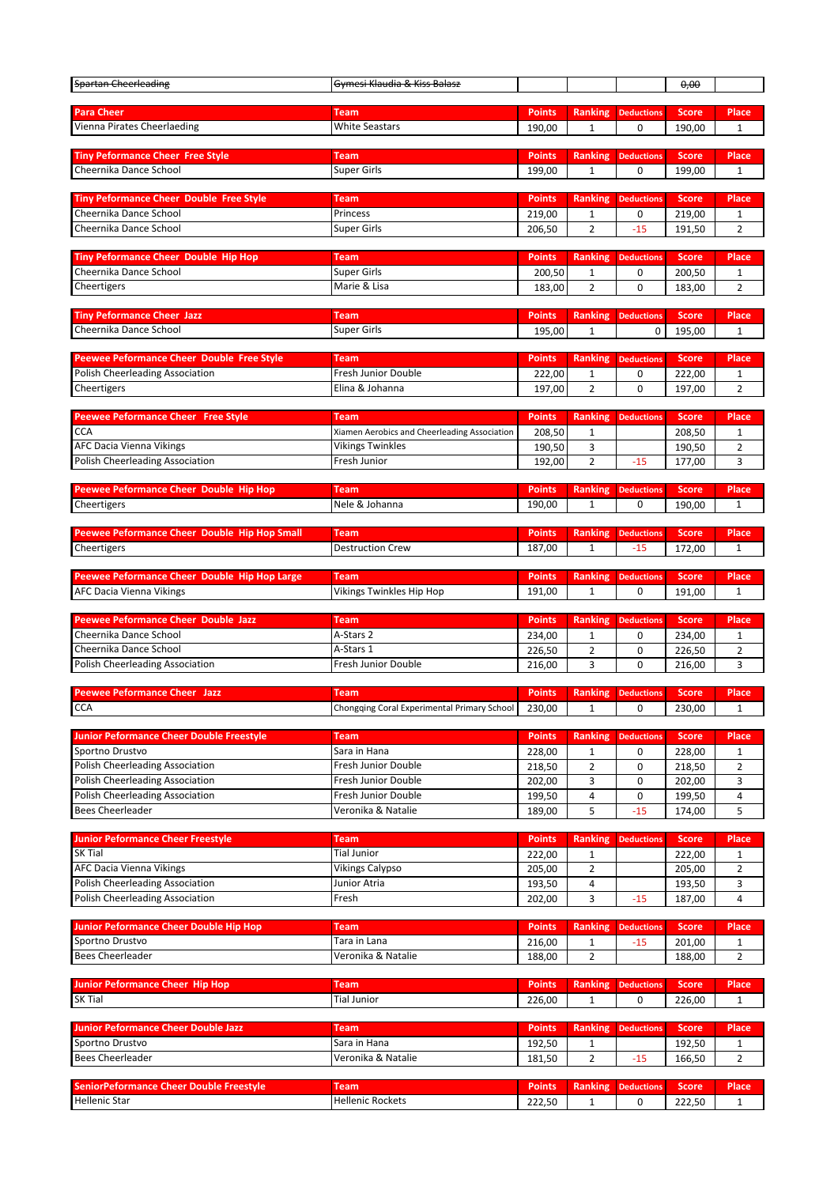| ~~Spartan Cheerleading~~ | ~~Gymesi Klaudia & Kiss Balasz~~ | | | | ~~0,00~~ | |
|---|---|---|---|---|---|---|

| Para Cheer | Team | Points | Ranking | Deductions | Score | Place |
|---|---|---|---|---|---|---|
| Vienna Pirates Cheerlaeding | White Seastars | 190,00 | 1 | 0 | 190,00 | 1 |

| Tiny Peformance Cheer Free Style | Team | Points | Ranking | Deductions | Score | Place |
|---|---|---|---|---|---|---|
| Cheernika Dance School | Super Girls | 199,00 | 1 | 0 | 199,00 | 1 |

| Tiny Peformance Cheer Double Free Style | Team | Points | Ranking | Deductions | Score | Place |
|---|---|---|---|---|---|---|
| Cheernika Dance School | Princess | 219,00 | 1 | 0 | 219,00 | 1 |
| Cheernika Dance School | Super Girls | 206,50 | 2 | -15 | 191,50 | 2 |

| Tiny Peformance Cheer Double Hip Hop | Team | Points | Ranking | Deductions | Score | Place |
|---|---|---|---|---|---|---|
| Cheernika Dance School | Super Girls | 200,50 | 1 | 0 | 200,50 | 1 |
| Cheertigers | Marie & Lisa | 183,00 | 2 | 0 | 183,00 | 2 |

| Tiny Peformance Cheer Jazz | Team | Points | Ranking | Deductions | Score | Place |
|---|---|---|---|---|---|---|
| Cheernika Dance School | Super Girls | 195,00 | 1 | 0 | 195,00 | 1 |

| Peewee Peformance Cheer Double Free Style | Team | Points | Ranking | Deductions | Score | Place |
|---|---|---|---|---|---|---|
| Polish Cheerleading Association | Fresh Junior Double | 222,00 | 1 | 0 | 222,00 | 1 |
| Cheertigers | Elina & Johanna | 197,00 | 2 | 0 | 197,00 | 2 |

| Peewee Peformance Cheer Free Style | Team | Points | Ranking | Deductions | Score | Place |
|---|---|---|---|---|---|---|
| CCA | Xiamen Aerobics and Cheerleading Association | 208,50 | 1 | | 208,50 | 1 |
| AFC Dacia Vienna Vikings | Vikings Twinkles | 190,50 | 3 | | 190,50 | 2 |
| Polish Cheerleading Association | Fresh Junior | 192,00 | 2 | -15 | 177,00 | 3 |

| Peewee Peformance Cheer Double Hip Hop | Team | Points | Ranking | Deductions | Score | Place |
|---|---|---|---|---|---|---|
| Cheertigers | Nele & Johanna | 190,00 | 1 | 0 | 190,00 | 1 |

| Peewee Peformance Cheer Double Hip Hop Small | Team | Points | Ranking | Deductions | Score | Place |
|---|---|---|---|---|---|---|
| Cheertigers | Destruction Crew | 187,00 | 1 | -15 | 172,00 | 1 |

| Peewee Peformance Cheer Double Hip Hop Large | Team | Points | Ranking | Deductions | Score | Place |
|---|---|---|---|---|---|---|
| AFC Dacia Vienna Vikings | Vikings Twinkles Hip Hop | 191,00 | 1 | 0 | 191,00 | 1 |

| Peewee Peformance Cheer Double Jazz | Team | Points | Ranking | Deductions | Score | Place |
|---|---|---|---|---|---|---|
| Cheernika Dance School | A-Stars 2 | 234,00 | 1 | 0 | 234,00 | 1 |
| Cheernika Dance School | A-Stars 1 | 226,50 | 2 | 0 | 226,50 | 2 |
| Polish Cheerleading Association | Fresh Junior Double | 216,00 | 3 | 0 | 216,00 | 3 |

| Peewee Peformance Cheer Jazz | Team | Points | Ranking | Deductions | Score | Place |
|---|---|---|---|---|---|---|
| CCA | Chongqing Coral Experimental Primary School | 230,00 | 1 | 0 | 230,00 | 1 |

| Junior Peformance Cheer Double Freestyle | Team | Points | Ranking | Deductions | Score | Place |
|---|---|---|---|---|---|---|
| Sportno Drustvo | Sara in Hana | 228,00 | 1 | 0 | 228,00 | 1 |
| Polish Cheerleading Association | Fresh Junior Double | 218,50 | 2 | 0 | 218,50 | 2 |
| Polish Cheerleading Association | Fresh Junior Double | 202,00 | 3 | 0 | 202,00 | 3 |
| Polish Cheerleading Association | Fresh Junior Double | 199,50 | 4 | 0 | 199,50 | 4 |
| Bees Cheerleader | Veronika & Natalie | 189,00 | 5 | -15 | 174,00 | 5 |

| Junior Peformance Cheer Freestyle | Team | Points | Ranking | Deductions | Score | Place |
|---|---|---|---|---|---|---|
| SK Tial | Tial Junior | 222,00 | 1 | | 222,00 | 1 |
| AFC Dacia Vienna Vikings | Vikings Calypso | 205,00 | 2 | | 205,00 | 2 |
| Polish Cheerleading Association | Junior Atria | 193,50 | 4 | | 193,50 | 3 |
| Polish Cheerleading Association | Fresh | 202,00 | 3 | -15 | 187,00 | 4 |

| Junior Peformance Cheer Double Hip Hop | Team | Points | Ranking | Deductions | Score | Place |
|---|---|---|---|---|---|---|
| Sportno Drustvo | Tara in Lana | 216,00 | 1 | -15 | 201,00 | 1 |
| Bees Cheerleader | Veronika & Natalie | 188,00 | 2 | | 188,00 | 2 |

| Junior Peformance Cheer Hip Hop | Team | Points | Ranking | Deductions | Score | Place |
|---|---|---|---|---|---|---|
| SK Tial | Tial Junior | 226,00 | 1 | 0 | 226,00 | 1 |

| Junior Peformance Cheer Double Jazz | Team | Points | Ranking | Deductions | Score | Place |
|---|---|---|---|---|---|---|
| Sportno Drustvo | Sara in Hana | 192,50 | 1 | | 192,50 | 1 |
| Bees Cheerleader | Veronika & Natalie | 181,50 | 2 | -15 | 166,50 | 2 |

| SeniorPeformance Cheer Double Freestyle | Team | Points | Ranking | Deductions | Score | Place |
|---|---|---|---|---|---|---|
| Hellenic Star | Hellenic Rockets | 222,50 | 1 | 0 | 222,50 | 1 |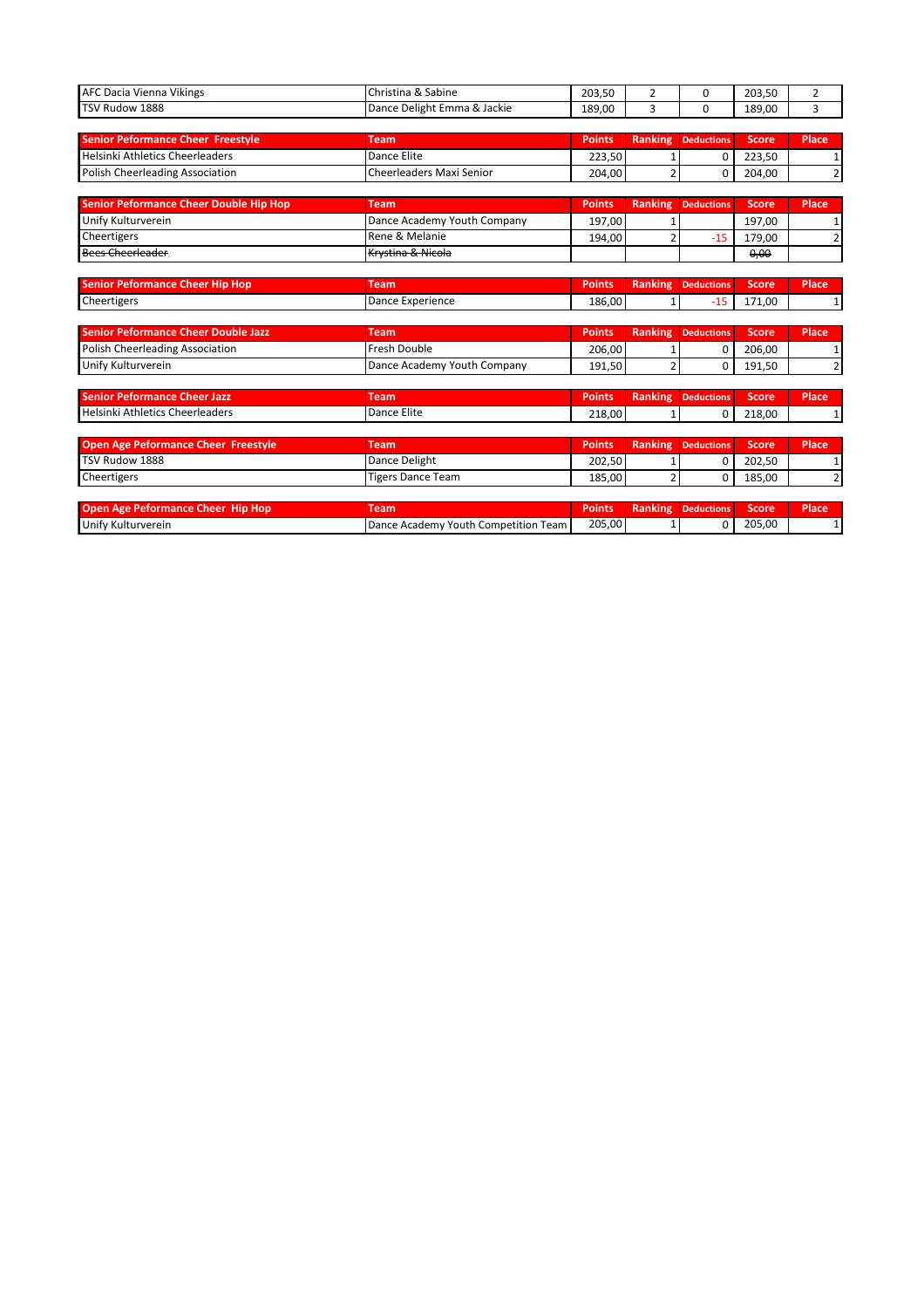| | | | | | | |
|---|---|---|---|---|---|---|
| AFC Dacia Vienna Vikings | Christina & Sabine | 203,50 | 2 | 0 | 203,50 | 2 |
| TSV Rudow 1888 | Dance Delight Emma & Jackie | 189,00 | 3 | 0 | 189,00 | 3 |

| Senior Peformance Cheer Freestyle | Team | Points | Ranking | Deductions | Score | Place |
|---|---|---|---|---|---|---|
| Helsinki Athletics Cheerleaders | Dance Elite | 223,50 | 1 | 0 | 223,50 | 1 |
| Polish Cheerleading Association | Cheerleaders Maxi Senior | 204,00 | 2 | 0 | 204,00 | 2 |

| Senior Peformance Cheer Double Hip Hop | Team | Points | Ranking | Deductions | Score | Place |
|---|---|---|---|---|---|---|
| Unify Kulturverein | Dance Academy Youth Company | 197,00 | 1 | | 197,00 | 1 |
| Cheertigers | Rene & Melanie | 194,00 | 2 | -15 | 179,00 | 2 |
| ~~Bees Cheerleader~~ | ~~Krystina & Nicola~~ | | | | ~~0,00~~ | |

| Senior Peformance Cheer Hip Hop | Team | Points | Ranking | Deductions | Score | Place |
|---|---|---|---|---|---|---|
| Cheertigers | Dance Experience | 186,00 | 1 | -15 | 171,00 | 1 |

| Senior Peformance Cheer Double Jazz | Team | Points | Ranking | Deductions | Score | Place |
|---|---|---|---|---|---|---|
| Polish Cheerleading Association | Fresh Double | 206,00 | 1 | 0 | 206,00 | 1 |
| Unify Kulturverein | Dance Academy Youth Company | 191,50 | 2 | 0 | 191,50 | 2 |

| Senior Peformance Cheer Jazz | Team | Points | Ranking | Deductions | Score | Place |
|---|---|---|---|---|---|---|
| Helsinki Athletics Cheerleaders | Dance Elite | 218,00 | 1 | 0 | 218,00 | 1 |

| Open Age Peformance Cheer Freestyle | Team | Points | Ranking | Deductions | Score | Place |
|---|---|---|---|---|---|---|
| TSV Rudow 1888 | Dance Delight | 202,50 | 1 | 0 | 202,50 | 1 |
| Cheertigers | Tigers Dance Team | 185,00 | 2 | 0 | 185,00 | 2 |

| Open Age Peformance Cheer Hip Hop | Team | Points | Ranking | Deductions | Score | Place |
|---|---|---|---|---|---|---|
| Unify Kulturverein | Dance Academy Youth Competition Team | 205,00 | 1 | 0 | 205,00 | 1 |